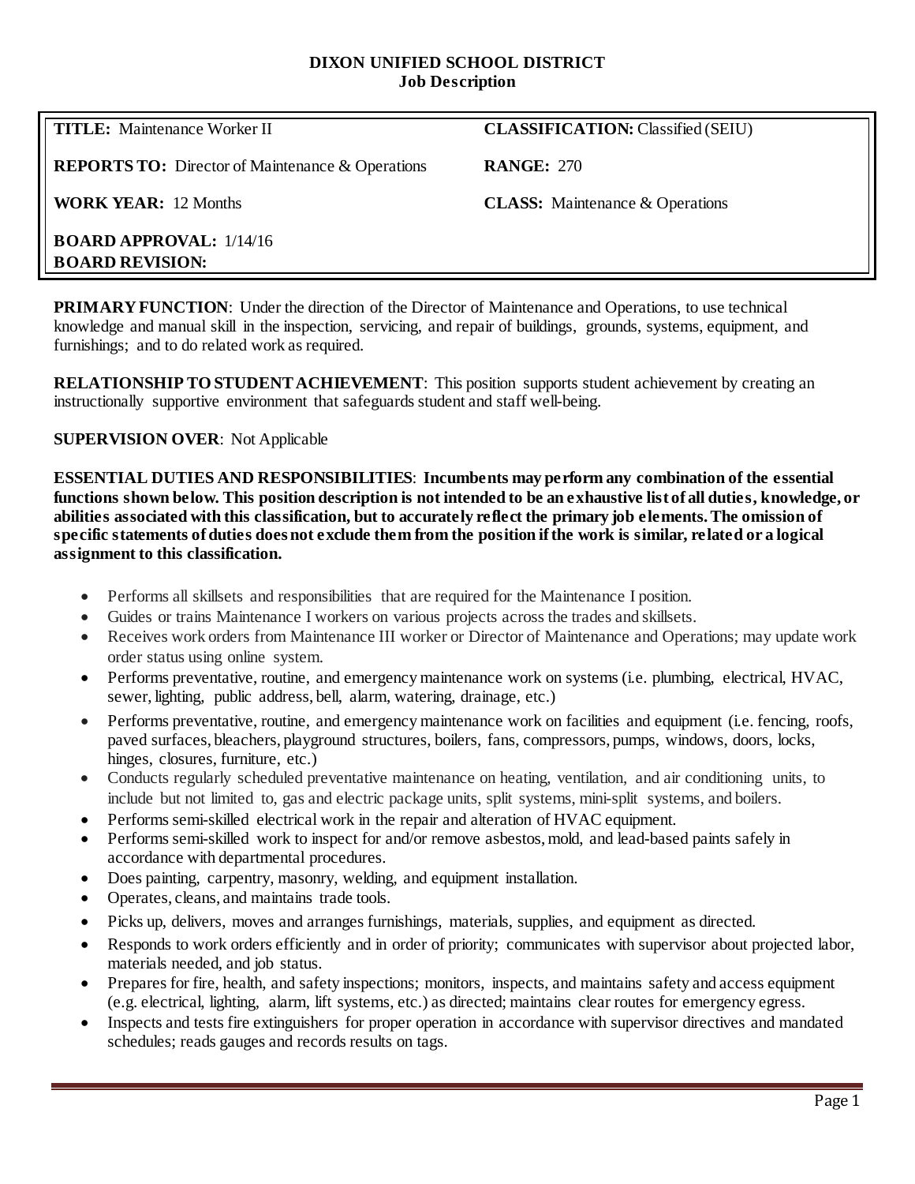**DIXON UNIFIED SCHOOL DISTRICT**
**Job Description**

| | |
|---|---|
| **TITLE:** Maintenance Worker II | **CLASSIFICATION:** Classified (SEIU) |
| **REPORTS TO:** Director of Maintenance & Operations | **RANGE:** 270 |
| **WORK YEAR:** 12 Months | **CLASS:** Maintenance & Operations |
| **BOARD APPROVAL:** 1/14/16<br>**BOARD REVISION:** | |

**PRIMARY FUNCTION**: Under the direction of the Director of Maintenance and Operations, to use technical knowledge and manual skill in the inspection, servicing, and repair of buildings, grounds, systems, equipment, and furnishings; and to do related work as required.

**RELATIONSHIP TO STUDENT ACHIEVEMENT**: This position supports student achievement by creating an instructionally supportive environment that safeguards student and staff well-being.

**SUPERVISION OVER**: Not Applicable

**ESSENTIAL DUTIES AND RESPONSIBILITIES**: **Incumbents may perform any combination of the essential functions shown below. This position description is not intended to be an exhaustive list of all duties, knowledge, or abilities associated with this classification, but to accurately reflect the primary job elements. The omission of specific statements of duties does not exclude them from the position if the work is similar, related or a logical assignment to this classification.**

- Performs all skillsets and responsibilities that are required for the Maintenance I position.
- Guides or trains Maintenance I workers on various projects across the trades and skillsets.
- Receives work orders from Maintenance III worker or Director of Maintenance and Operations; may update work order status using online system.
- Performs preventative, routine, and emergency maintenance work on systems (i.e. plumbing, electrical, HVAC, sewer, lighting, public address, bell, alarm, watering, drainage, etc.)
- Performs preventative, routine, and emergency maintenance work on facilities and equipment (i.e. fencing, roofs, paved surfaces, bleachers, playground structures, boilers, fans, compressors, pumps, windows, doors, locks, hinges, closures, furniture, etc.)
- Conducts regularly scheduled preventative maintenance on heating, ventilation, and air conditioning units, to include but not limited to, gas and electric package units, split systems, mini-split systems, and boilers.
- Performs semi-skilled electrical work in the repair and alteration of HVAC equipment.
- Performs semi-skilled work to inspect for and/or remove asbestos, mold, and lead-based paints safely in accordance with departmental procedures.
- Does painting, carpentry, masonry, welding, and equipment installation.
- Operates, cleans, and maintains trade tools.
- Picks up, delivers, moves and arranges furnishings, materials, supplies, and equipment as directed.
- Responds to work orders efficiently and in order of priority; communicates with supervisor about projected labor, materials needed, and job status.
- Prepares for fire, health, and safety inspections; monitors, inspects, and maintains safety and access equipment (e.g. electrical, lighting, alarm, lift systems, etc.) as directed; maintains clear routes for emergency egress.
- Inspects and tests fire extinguishers for proper operation in accordance with supervisor directives and mandated schedules; reads gauges and records results on tags.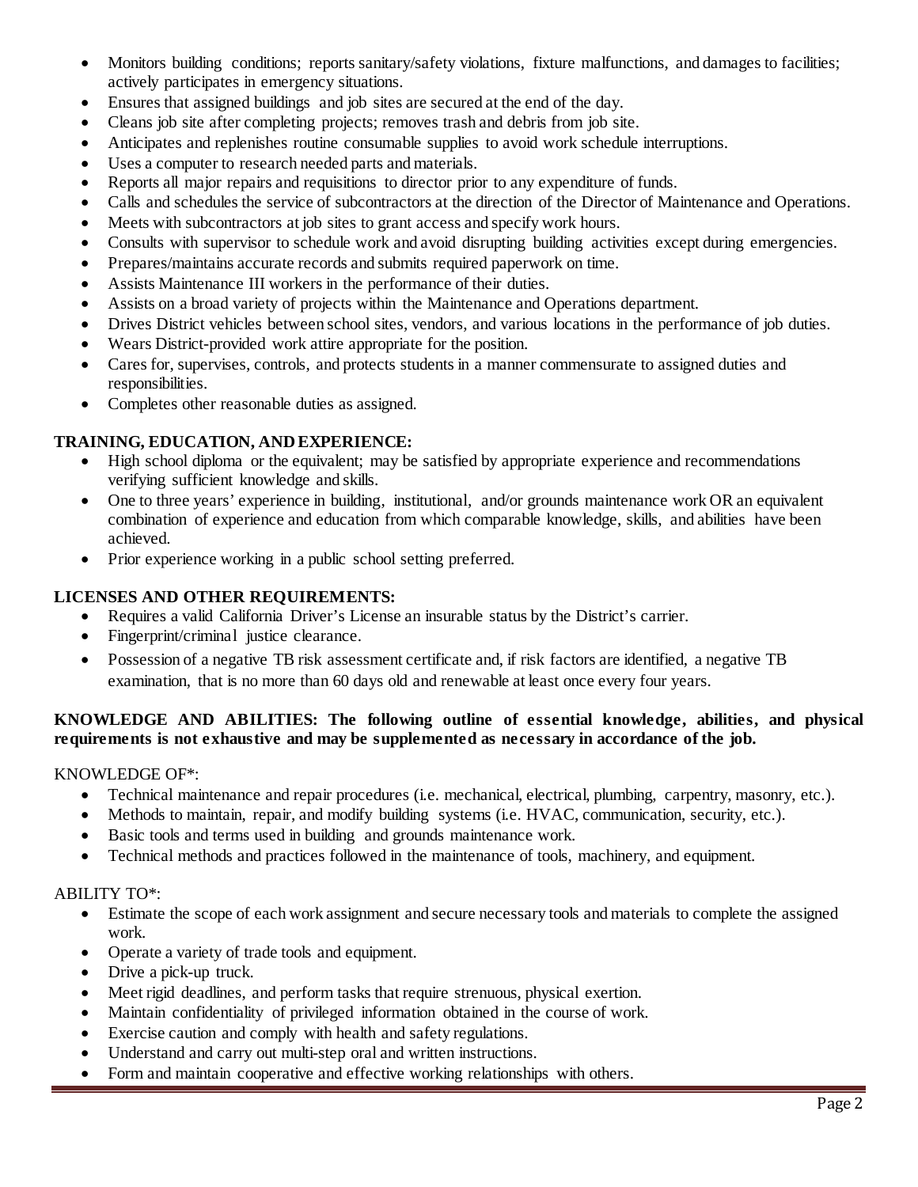- Monitors building conditions; reports sanitary/safety violations, fixture malfunctions, and damages to facilities; actively participates in emergency situations.
- Ensures that assigned buildings and job sites are secured at the end of the day.
- Cleans job site after completing projects; removes trash and debris from job site.
- Anticipates and replenishes routine consumable supplies to avoid work schedule interruptions.
- Uses a computer to research needed parts and materials.
- Reports all major repairs and requisitions to director prior to any expenditure of funds.
- Calls and schedules the service of subcontractors at the direction of the Director of Maintenance and Operations.
- Meets with subcontractors at job sites to grant access and specify work hours.
- Consults with supervisor to schedule work and avoid disrupting building activities except during emergencies.
- Prepares/maintains accurate records and submits required paperwork on time.
- Assists Maintenance III workers in the performance of their duties.
- Assists on a broad variety of projects within the Maintenance and Operations department.
- Drives District vehicles between school sites, vendors, and various locations in the performance of job duties.
- Wears District-provided work attire appropriate for the position.
- Cares for, supervises, controls, and protects students in a manner commensurate to assigned duties and responsibilities.
- Completes other reasonable duties as assigned.

**TRAINING, EDUCATION, AND EXPERIENCE:**

- High school diploma or the equivalent; may be satisfied by appropriate experience and recommendations verifying sufficient knowledge and skills.
- One to three years' experience in building, institutional, and/or grounds maintenance work OR an equivalent combination of experience and education from which comparable knowledge, skills, and abilities have been achieved.
- Prior experience working in a public school setting preferred.

**LICENSES AND OTHER REQUIREMENTS:**

- Requires a valid California Driver's License an insurable status by the District's carrier.
- Fingerprint/criminal justice clearance.
- Possession of a negative TB risk assessment certificate and, if risk factors are identified, a negative TB examination, that is no more than 60 days old and renewable at least once every four years.

**KNOWLEDGE AND ABILITIES: The following outline of essential knowledge, abilities, and physical requirements is not exhaustive and may be supplemented as necessary in accordance of the job.**

KNOWLEDGE OF*:

- Technical maintenance and repair procedures (i.e. mechanical, electrical, plumbing, carpentry, masonry, etc.).
- Methods to maintain, repair, and modify building systems (i.e. HVAC, communication, security, etc.).
- Basic tools and terms used in building and grounds maintenance work.
- Technical methods and practices followed in the maintenance of tools, machinery, and equipment.

ABILITY TO*:

- Estimate the scope of each work assignment and secure necessary tools and materials to complete the assigned work.
- Operate a variety of trade tools and equipment.
- Drive a pick-up truck.
- Meet rigid deadlines, and perform tasks that require strenuous, physical exertion.
- Maintain confidentiality of privileged information obtained in the course of work.
- Exercise caution and comply with health and safety regulations.
- Understand and carry out multi-step oral and written instructions.
- Form and maintain cooperative and effective working relationships with others.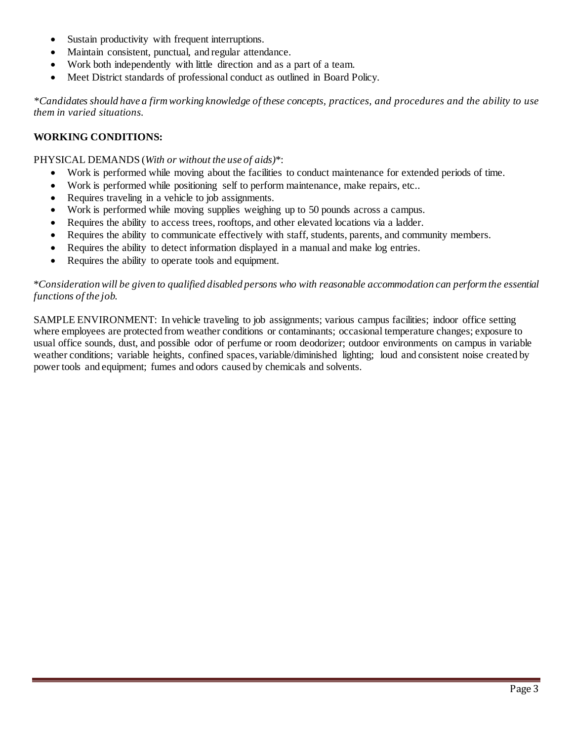- Sustain productivity with frequent interruptions.
- Maintain consistent, punctual, and regular attendance.
- Work both independently with little direction and as a part of a team.
- Meet District standards of professional conduct as outlined in Board Policy.

*\*Candidates should have a firm working knowledge of these concepts, practices, and procedures and the ability to use them in varied situations.*

**WORKING CONDITIONS:**

PHYSICAL DEMANDS (*With or without the use of aids)*\*:

- Work is performed while moving about the facilities to conduct maintenance for extended periods of time.
- Work is performed while positioning self to perform maintenance, make repairs, etc..
- Requires traveling in a vehicle to job assignments.
- Work is performed while moving supplies weighing up to 50 pounds across a campus.
- Requires the ability to access trees, rooftops, and other elevated locations via a ladder.
- Requires the ability to communicate effectively with staff, students, parents, and community members.
- Requires the ability to detect information displayed in a manual and make log entries.
- Requires the ability to operate tools and equipment.

\**Consideration will be given to qualified disabled persons who with reasonable accommodation can perform the essential functions of the job.*

SAMPLE ENVIRONMENT: In vehicle traveling to job assignments; various campus facilities; indoor office setting where employees are protected from weather conditions or contaminants; occasional temperature changes; exposure to usual office sounds, dust, and possible odor of perfume or room deodorizer; outdoor environments on campus in variable weather conditions; variable heights, confined spaces, variable/diminished lighting; loud and consistent noise created by power tools and equipment; fumes and odors caused by chemicals and solvents.